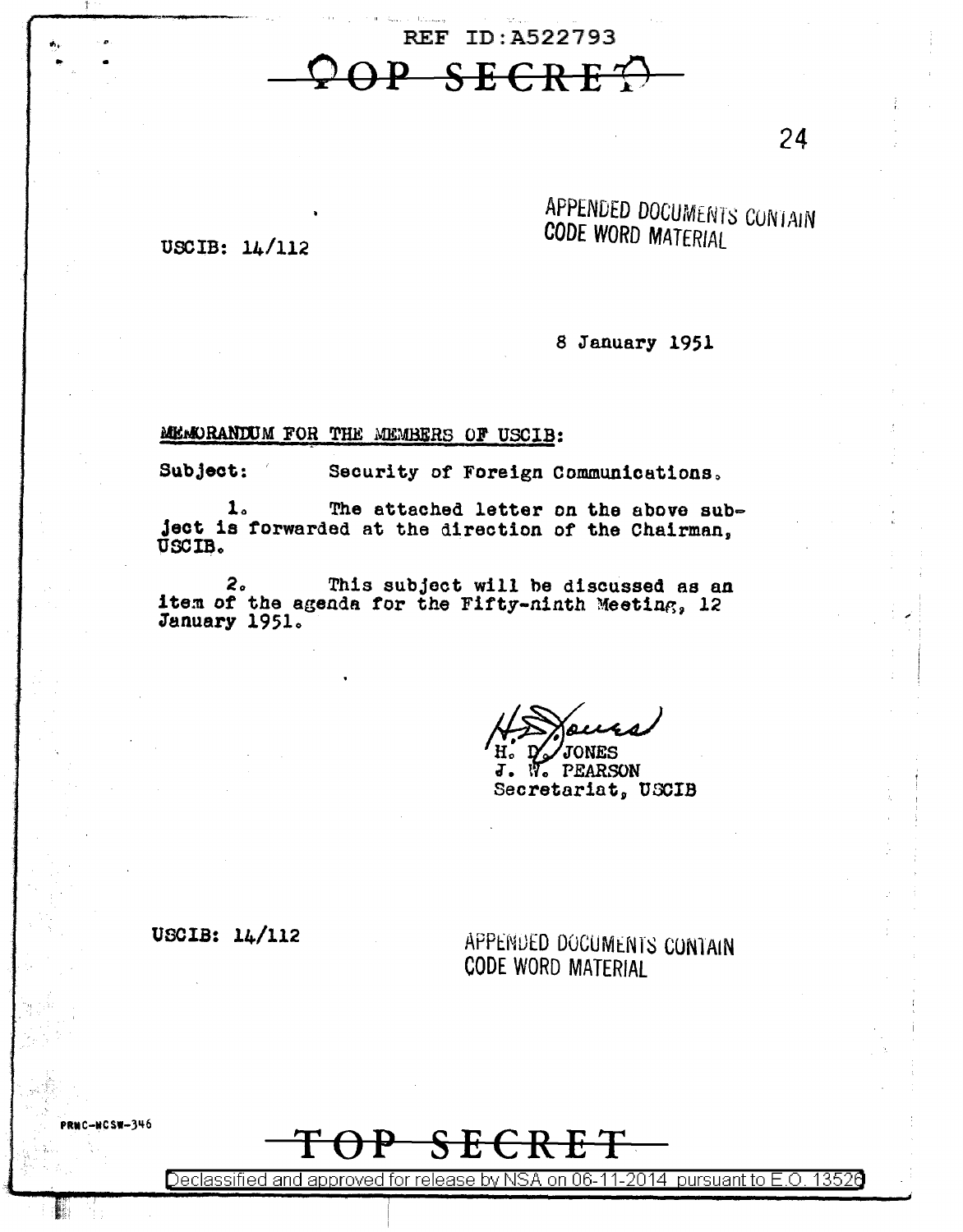REF ID:A522793

TOP SECRET

APPENDED DOCUMENTS CONTAIN CODE WORD MATERIAL

USCIB: 14/112

8 January 1951

MEMORANDUM FOR THE MEMBERS OF USCIB:

Subject: Security of Foreign Communications.

1. The attached letter on the above subject is forwarded at the direction of the Chairman, USCIB.

2. This subject will be discussed as an item of the agenda for the Fifty-ninth Meeting, 12 January 1951.

H. D. JONES
J. W. PEARSON
Secretariat, USCIB

USCIB: 14/112

APPENDED DOCUMENTS CONTAIN CODE WORD MATERIAL

TOP SECRET

Declassified and approved for release by NSA on 06-11-2014 pursuant to E.O. 13526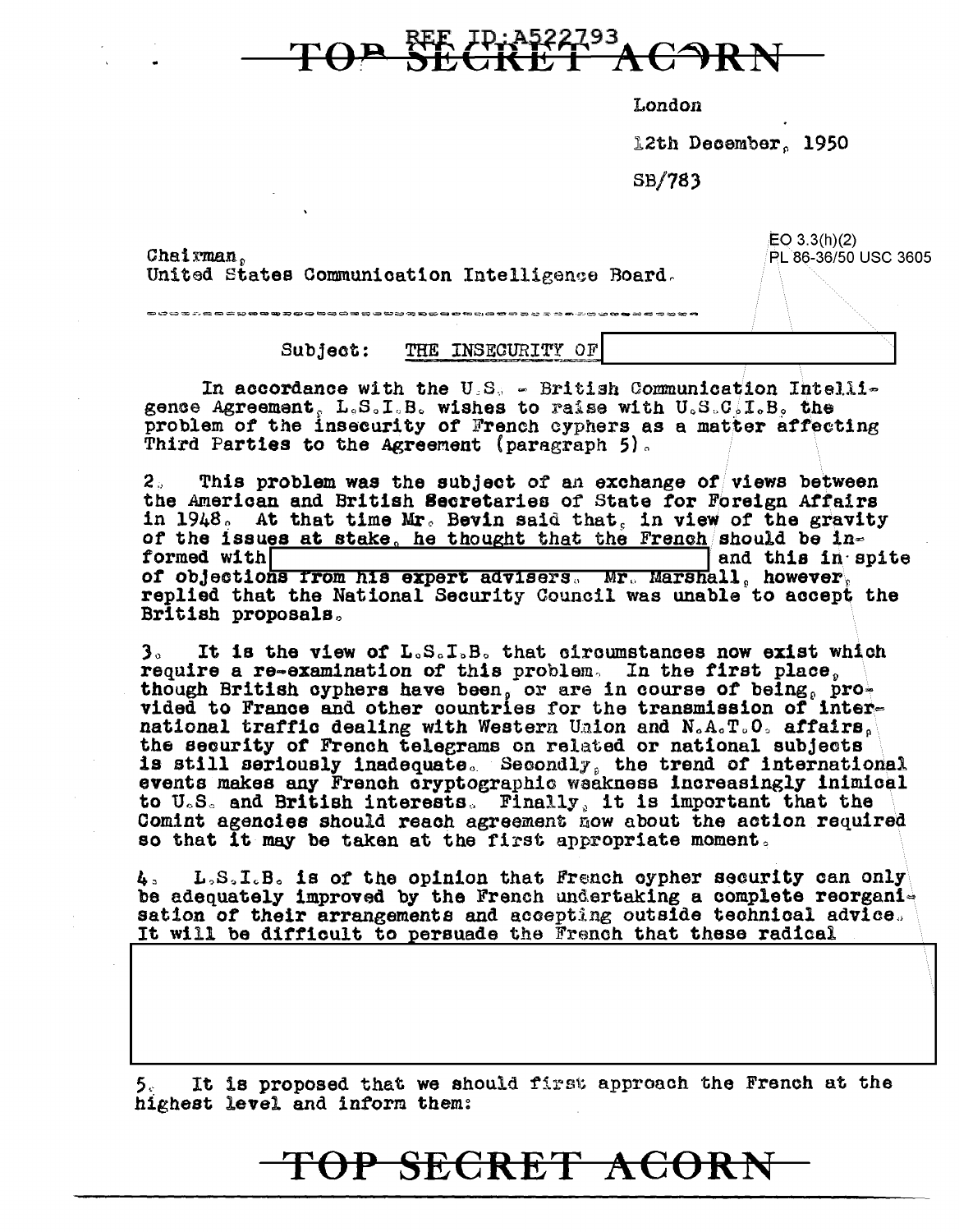TOP SECRET ACORN

London

12th December, 1950

SB/783

EO 3.3(h)(2)
PL 86-36/50 USC 3605

Chairman,
United States Communication Intelligence Board.

Subject: THE INSECURITY OF [REDACTED]

In accordance with the U.S. - British Communication Intelligence Agreement, L.S.I.B. wishes to raise with U.S.C.I.B. the problem of the insecurity of French cyphers as a matter affecting Third Parties to the Agreement (paragraph 5).

2. This problem was the subject of an exchange of views between the American and British Secretaries of State for Foreign Affairs in 1948. At that time Mr. Bevin said that, in view of the gravity of the issues at stake, he thought that the French should be informed with [REDACTED] and this in spite of objections from his expert advisers. Mr. Marshall, however, replied that the National Security Council was unable to accept the British proposals.

3. It is the view of L.S.I.B. that circumstances now exist which require a re-examination of this problem. In the first place, though British cyphers have been, or are in course of being, provided to France and other countries for the transmission of international traffic dealing with Western Union and N.A.T.O. affairs, the security of French telegrams on related or national subjects is still seriously inadequate. Secondly, the trend of international events makes any French cryptographic weakness increasingly inimical to U.S. and British interests. Finally, it is important that the Comint agencies should reach agreement now about the action required so that it may be taken at the first appropriate moment.

4. L.S.I.B. is of the opinion that French cypher security can only be adequately improved by the French undertaking a complete reorganisation of their arrangements and accepting outside technical advice. It will be difficult to persuade the French that these radical

[REDACTED]

5. It is proposed that we should first approach the French at the highest level and inform them:

TOP SECRET ACORN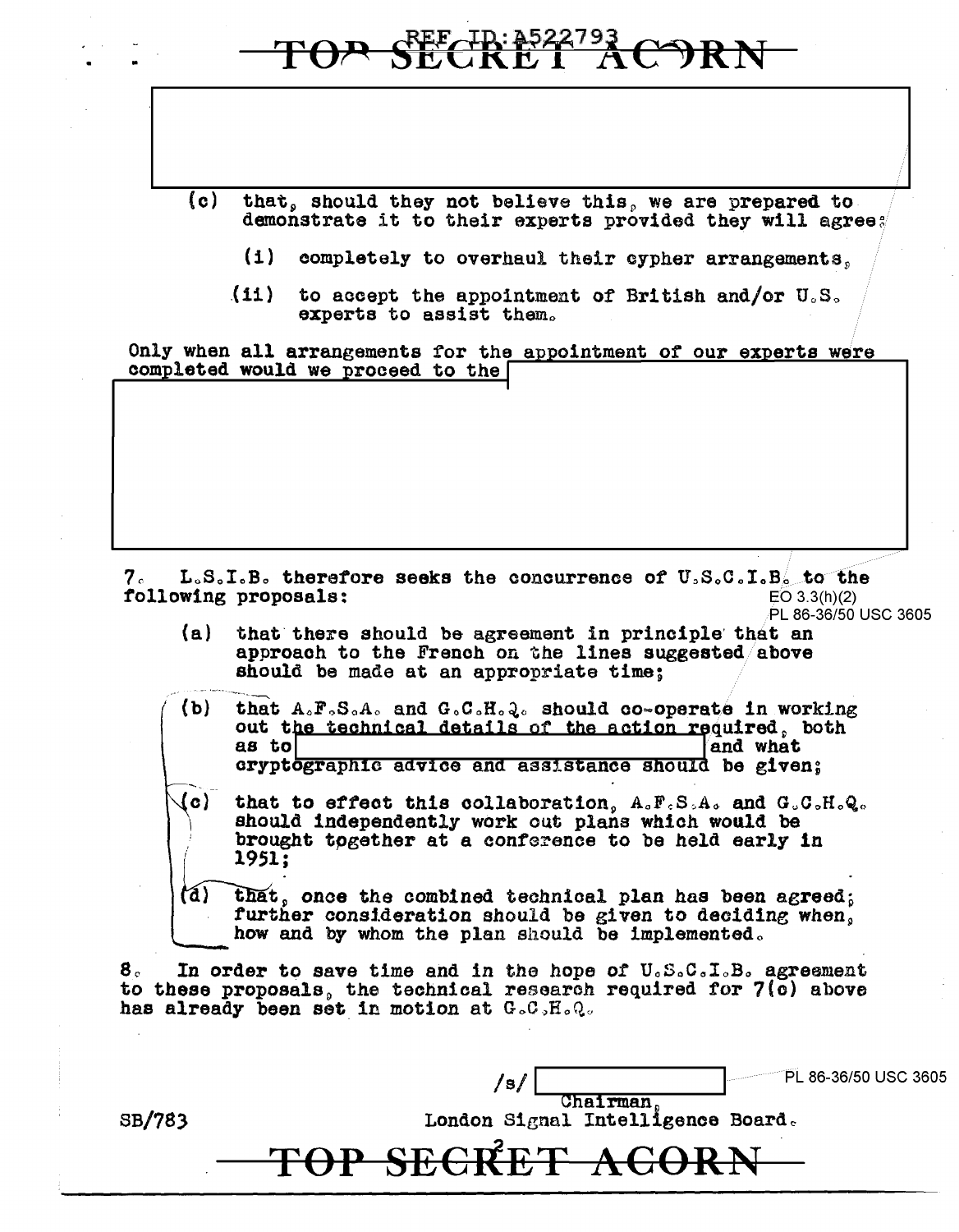TOP SECRET ACORN

(c) that, should they not believe this, we are prepared to demonstrate it to their experts provided they will agree:

(i) completely to overhaul their cypher arrangements,

(ii) to accept the appointment of British and/or U.S. experts to assist them.

Only when all arrangements for the appointment of our experts were completed would we proceed to the

7. L.S.I.B. therefore seeks the concurrence of U.S.C.I.B. to the following proposals:

EO 3.3(h)(2)
PL 86-36/50 USC 3605

(a) that there should be agreement in principle that an approach to the French on the lines suggested above should be made at an appropriate time;

(b) that A.F.S.A. and G.C.H.Q. should co-operate in working out the technical details of the action required, both as to [ ] and what cryptographic advice and assistance should be given;

(c) that to effect this collaboration, A.F.S.A. and G.C.H.Q. should independently work out plans which would be brought together at a conference to be held early in 1951;

(d) that, once the combined technical plan has been agreed, further consideration should be given to deciding when, how and by whom the plan should be implemented.

8. In order to save time and in the hope of U.S.C.I.B. agreement to these proposals, the technical research required for 7(c) above has already been set in motion at G.C.H.Q.

/s/ [ ]
PL 86-36/50 USC 3605

Chairman,
London Signal Intelligence Board.

SB/783

TOP SECRET ACORN